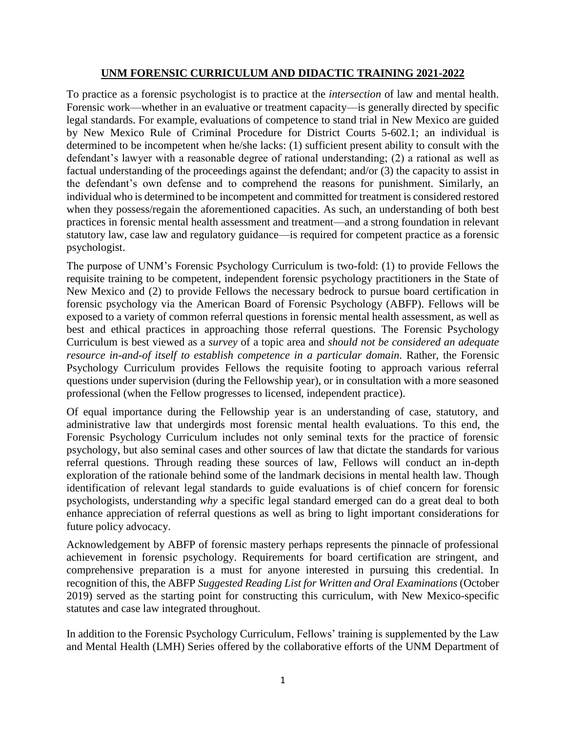# UNM FORENSIC CURRICULUM AND DIDACTIC TRAINING 2021-2022

To practice as a forensic psychologist is to practice at the *intersection* of law and mental health. Forensic work—whether in an evaluative or treatment capacity—is generally directed by specific legal standards. For example, evaluations of competence to stand trial in New Mexico are guided by New Mexico Rule of Criminal Procedure for District Courts 5-602.1; an individual is determined to be incompetent when he/she lacks: (1) sufficient present ability to consult with the defendant's lawyer with a reasonable degree of rational understanding; (2) a rational as well as factual understanding of the proceedings against the defendant; and/or (3) the capacity to assist in the defendant's own defense and to comprehend the reasons for punishment. Similarly, an individual who is determined to be incompetent and committed for treatment is considered restored when they possess/regain the aforementioned capacities. As such, an understanding of both best practices in forensic mental health assessment and treatment—and a strong foundation in relevant statutory law, case law and regulatory guidance—is required for competent practice as a forensic psychologist.

The purpose of UNM's Forensic Psychology Curriculum is two-fold: (1) to provide Fellows the requisite training to be competent, independent forensic psychology practitioners in the State of New Mexico and (2) to provide Fellows the necessary bedrock to pursue board certification in forensic psychology via the American Board of Forensic Psychology (ABFP). Fellows will be exposed to a variety of common referral questions in forensic mental health assessment, as well as best and ethical practices in approaching those referral questions. The Forensic Psychology Curriculum is best viewed as a *survey* of a topic area and *should not be considered an adequate resource in-and-of itself to establish competence in a particular domain*. Rather, the Forensic Psychology Curriculum provides Fellows the requisite footing to approach various referral questions under supervision (during the Fellowship year), or in consultation with a more seasoned professional (when the Fellow progresses to licensed, independent practice).

Of equal importance during the Fellowship year is an understanding of case, statutory, and administrative law that undergirds most forensic mental health evaluations. To this end, the Forensic Psychology Curriculum includes not only seminal texts for the practice of forensic psychology, but also seminal cases and other sources of law that dictate the standards for various referral questions. Through reading these sources of law, Fellows will conduct an in-depth exploration of the rationale behind some of the landmark decisions in mental health law. Though identification of relevant legal standards to guide evaluations is of chief concern for forensic psychologists, understanding *why* a specific legal standard emerged can do a great deal to both enhance appreciation of referral questions as well as bring to light important considerations for future policy advocacy.

Acknowledgement by ABFP of forensic mastery perhaps represents the pinnacle of professional achievement in forensic psychology. Requirements for board certification are stringent, and comprehensive preparation is a must for anyone interested in pursuing this credential. In recognition of this, the ABFP *Suggested Reading List for Written and Oral Examinations* (October 2019) served as the starting point for constructing this curriculum, with New Mexico-specific statutes and case law integrated throughout.

In addition to the Forensic Psychology Curriculum, Fellows' training is supplemented by the Law and Mental Health (LMH) Series offered by the collaborative efforts of the UNM Department of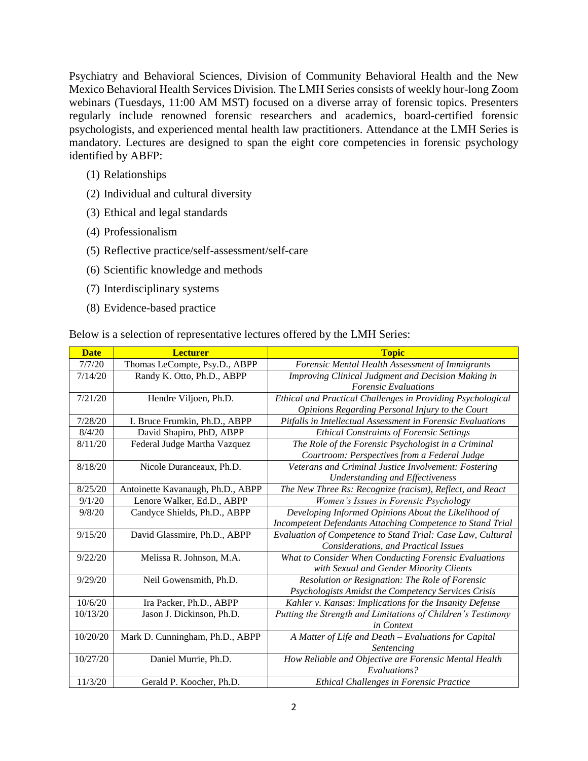Psychiatry and Behavioral Sciences, Division of Community Behavioral Health and the New Mexico Behavioral Health Services Division. The LMH Series consists of weekly hour-long Zoom webinars (Tuesdays, 11:00 AM MST) focused on a diverse array of forensic topics. Presenters regularly include renowned forensic researchers and academics, board-certified forensic psychologists, and experienced mental health law practitioners. Attendance at the LMH Series is mandatory. Lectures are designed to span the eight core competencies in forensic psychology identified by ABFP:

(1) Relationships

(2) Individual and cultural diversity

(3) Ethical and legal standards

(4) Professionalism

(5) Reflective practice/self-assessment/self-care

(6) Scientific knowledge and methods

(7) Interdisciplinary systems

(8) Evidence-based practice

Below is a selection of representative lectures offered by the LMH Series:

| **Date** | **Lecturer** | **Topic** |
|---|---|---|
| 7/7/20 | Thomas LeCompte, Psy.D., ABPP | *Forensic Mental Health Assessment of Immigrants* |
| 7/14/20 | Randy K. Otto, Ph.D., ABPP | *Improving Clinical Judgment and Decision Making in Forensic Evaluations* |
| 7/21/20 | Hendre Viljoen, Ph.D. | *Ethical and Practical Challenges in Providing Psychological Opinions Regarding Personal Injury to the Court* |
| 7/28/20 | I. Bruce Frumkin, Ph.D., ABPP | *Pitfalls in Intellectual Assessment in Forensic Evaluations* |
| 8/4/20 | David Shapiro, PhD, ABPP | *Ethical Constraints of Forensic Settings* |
| 8/11/20 | Federal Judge Martha Vazquez | *The Role of the Forensic Psychologist in a Criminal Courtroom: Perspectives from a Federal Judge* |
| 8/18/20 | Nicole Duranceaux, Ph.D. | *Veterans and Criminal Justice Involvement: Fostering Understanding and Effectiveness* |
| 8/25/20 | Antoinette Kavanaugh, Ph.D., ABPP | *The New Three Rs: Recognize (racism), Reflect, and React* |
| 9/1/20 | Lenore Walker, Ed.D., ABPP | *Women's Issues in Forensic Psychology* |
| 9/8/20 | Candyce Shields, Ph.D., ABPP | *Developing Informed Opinions About the Likelihood of Incompetent Defendants Attaching Competence to Stand Trial* |
| 9/15/20 | David Glassmire, Ph.D., ABPP | *Evaluation of Competence to Stand Trial: Case Law, Cultural Considerations, and Practical Issues* |
| 9/22/20 | Melissa R. Johnson, M.A. | *What to Consider When Conducting Forensic Evaluations with Sexual and Gender Minority Clients* |
| 9/29/20 | Neil Gowensmith, Ph.D. | *Resolution or Resignation: The Role of Forensic Psychologists Amidst the Competency Services Crisis* |
| 10/6/20 | Ira Packer, Ph.D., ABPP | *Kahler v. Kansas: Implications for the Insanity Defense* |
| 10/13/20 | Jason J. Dickinson, Ph.D. | *Putting the Strength and Limitations of Children's Testimony in Context* |
| 10/20/20 | Mark D. Cunningham, Ph.D., ABPP | *A Matter of Life and Death – Evaluations for Capital Sentencing* |
| 10/27/20 | Daniel Murrie, Ph.D. | *How Reliable and Objective are Forensic Mental Health Evaluations?* |
| 11/3/20 | Gerald P. Koocher, Ph.D. | *Ethical Challenges in Forensic Practice* |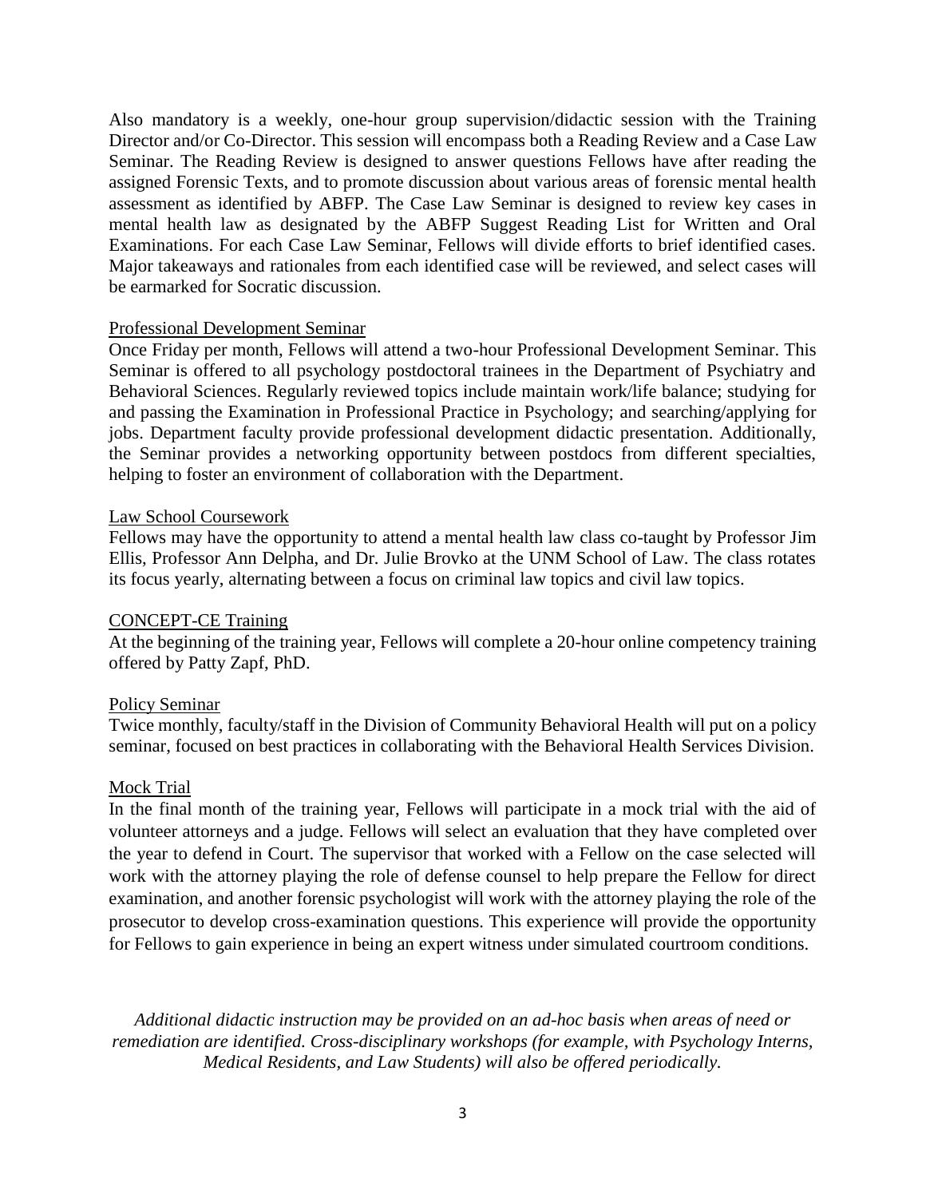Also mandatory is a weekly, one-hour group supervision/didactic session with the Training Director and/or Co-Director. This session will encompass both a Reading Review and a Case Law Seminar. The Reading Review is designed to answer questions Fellows have after reading the assigned Forensic Texts, and to promote discussion about various areas of forensic mental health assessment as identified by ABFP. The Case Law Seminar is designed to review key cases in mental health law as designated by the ABFP Suggest Reading List for Written and Oral Examinations. For each Case Law Seminar, Fellows will divide efforts to brief identified cases. Major takeaways and rationales from each identified case will be reviewed, and select cases will be earmarked for Socratic discussion.

<u>Professional Development Seminar</u>

Once Friday per month, Fellows will attend a two-hour Professional Development Seminar. This Seminar is offered to all psychology postdoctoral trainees in the Department of Psychiatry and Behavioral Sciences. Regularly reviewed topics include maintain work/life balance; studying for and passing the Examination in Professional Practice in Psychology; and searching/applying for jobs. Department faculty provide professional development didactic presentation. Additionally, the Seminar provides a networking opportunity between postdocs from different specialties, helping to foster an environment of collaboration with the Department.

<u>Law School Coursework</u>

Fellows may have the opportunity to attend a mental health law class co-taught by Professor Jim Ellis, Professor Ann Delpha, and Dr. Julie Brovko at the UNM School of Law. The class rotates its focus yearly, alternating between a focus on criminal law topics and civil law topics.

<u>CONCEPT-CE Training</u>

At the beginning of the training year, Fellows will complete a 20-hour online competency training offered by Patty Zapf, PhD.

<u>Policy Seminar</u>

Twice monthly, faculty/staff in the Division of Community Behavioral Health will put on a policy seminar, focused on best practices in collaborating with the Behavioral Health Services Division.

<u>Mock Trial</u>

In the final month of the training year, Fellows will participate in a mock trial with the aid of volunteer attorneys and a judge. Fellows will select an evaluation that they have completed over the year to defend in Court. The supervisor that worked with a Fellow on the case selected will work with the attorney playing the role of defense counsel to help prepare the Fellow for direct examination, and another forensic psychologist will work with the attorney playing the role of the prosecutor to develop cross-examination questions. This experience will provide the opportunity for Fellows to gain experience in being an expert witness under simulated courtroom conditions.

*Additional didactic instruction may be provided on an ad-hoc basis when areas of need or remediation are identified. Cross-disciplinary workshops (for example, with Psychology Interns, Medical Residents, and Law Students) will also be offered periodically.*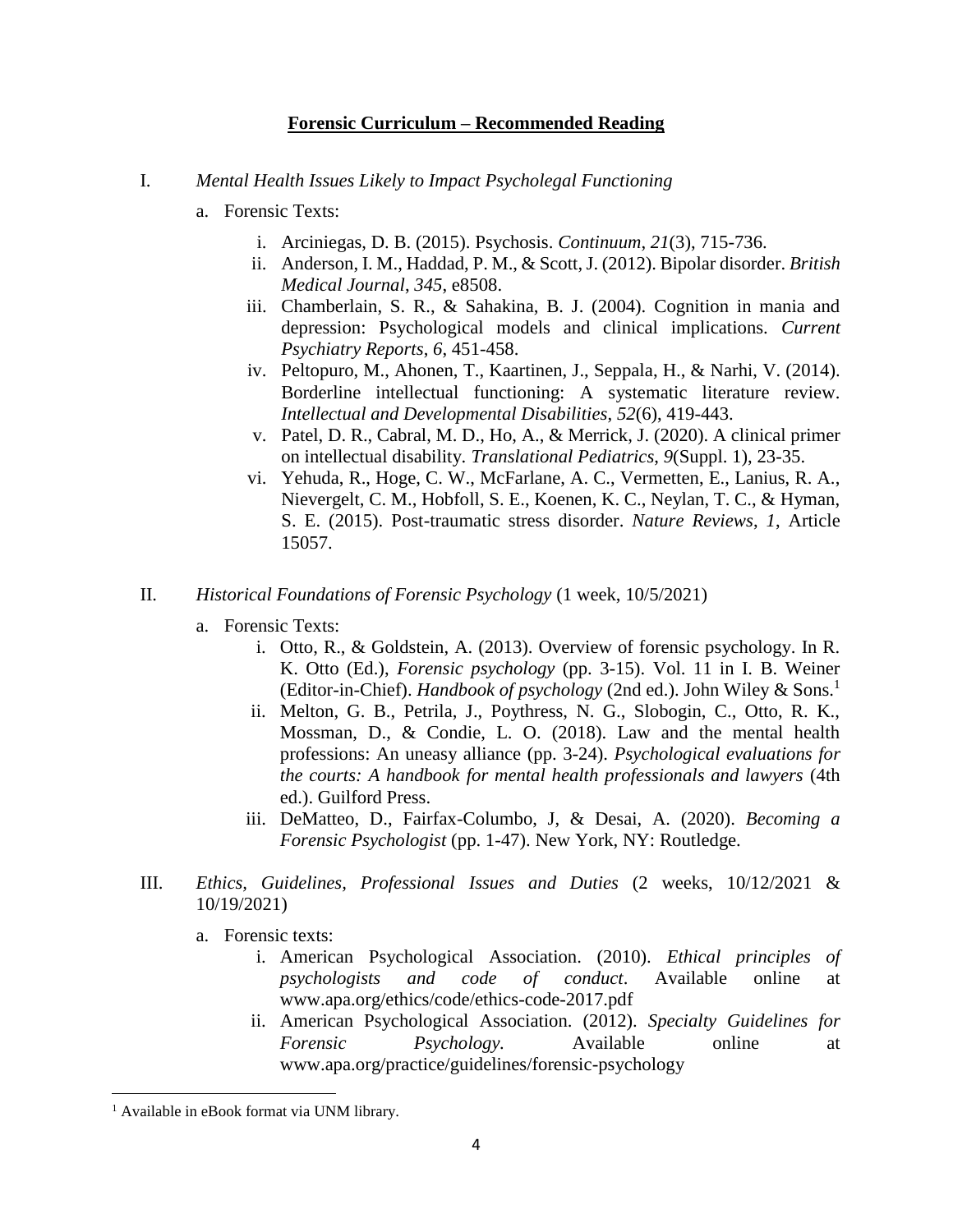## **Forensic Curriculum – Recommended Reading**

I. *Mental Health Issues Likely to Impact Psycholegal Functioning*

   a. Forensic Texts:

      i. Arciniegas, D. B. (2015). Psychosis. *Continuum*, *21*(3), 715-736.
      ii. Anderson, I. M., Haddad, P. M., & Scott, J. (2012). Bipolar disorder. *British Medical Journal*, *345*, e8508.
      iii. Chamberlain, S. R., & Sahakina, B. J. (2004). Cognition in mania and depression: Psychological models and clinical implications. *Current Psychiatry Reports*, *6*, 451-458.
      iv. Peltopuro, M., Ahonen, T., Kaartinen, J., Seppala, H., & Narhi, V. (2014). Borderline intellectual functioning: A systematic literature review. *Intellectual and Developmental Disabilities*, *52*(6), 419-443.
      v. Patel, D. R., Cabral, M. D., Ho, A., & Merrick, J. (2020). A clinical primer on intellectual disability. *Translational Pediatrics*, *9*(Suppl. 1), 23-35.
      vi. Yehuda, R., Hoge, C. W., McFarlane, A. C., Vermetten, E., Lanius, R. A., Nievergelt, C. M., Hobfoll, S. E., Koenen, K. C., Neylan, T. C., & Hyman, S. E. (2015). Post-traumatic stress disorder. *Nature Reviews*, *1*, Article 15057.

II. *Historical Foundations of Forensic Psychology* (1 week, 10/5/2021)

   a. Forensic Texts:

      i. Otto, R., & Goldstein, A. (2013). Overview of forensic psychology. In R. K. Otto (Ed.), *Forensic psychology* (pp. 3-15). Vol. 11 in I. B. Weiner (Editor-in-Chief). *Handbook of psychology* (2nd ed.). John Wiley & Sons.[1]
      ii. Melton, G. B., Petrila, J., Poythress, N. G., Slobogin, C., Otto, R. K., Mossman, D., & Condie, L. O. (2018). Law and the mental health professions: An uneasy alliance (pp. 3-24). *Psychological evaluations for the courts: A handbook for mental health professionals and lawyers* (4th ed.). Guilford Press.
      iii. DeMatteo, D., Fairfax-Columbo, J, & Desai, A. (2020). *Becoming a Forensic Psychologist* (pp. 1-47). New York, NY: Routledge.

III. *Ethics, Guidelines, Professional Issues and Duties* (2 weeks, 10/12/2021 & 10/19/2021)

   a. Forensic texts:

      i. American Psychological Association. (2010). *Ethical principles of psychologists and code of conduct*. Available online at www.apa.org/ethics/code/ethics-code-2017.pdf
      ii. American Psychological Association. (2012). *Specialty Guidelines for Forensic Psychology.* Available online at www.apa.org/practice/guidelines/forensic-psychology

---

[1] Available in eBook format via UNM library.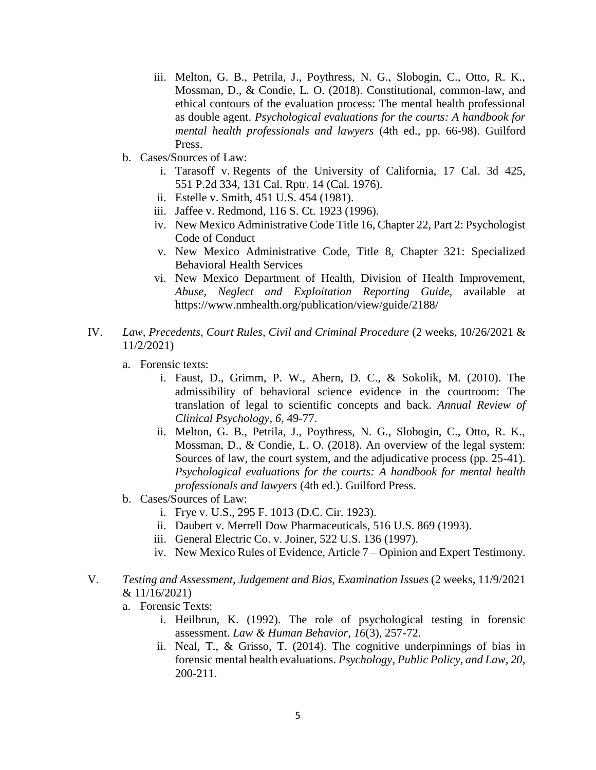iii. Melton, G. B., Petrila, J., Poythress, N. G., Slobogin, C., Otto, R. K., Mossman, D., & Condie, L. O. (2018). Constitutional, common-law, and ethical contours of the evaluation process: The mental health professional as double agent. *Psychological evaluations for the courts: A handbook for mental health professionals and lawyers* (4th ed., pp. 66-98). Guilford Press.

b. Cases/Sources of Law:
  i. Tarasoff v. Regents of the University of California, 17 Cal. 3d 425, 551 P.2d 334, 131 Cal. Rptr. 14 (Cal. 1976).
  ii. Estelle v. Smith, 451 U.S. 454 (1981).
  iii. Jaffee v. Redmond, 116 S. Ct. 1923 (1996).
  iv. New Mexico Administrative Code Title 16, Chapter 22, Part 2: Psychologist Code of Conduct
  v. New Mexico Administrative Code, Title 8, Chapter 321: Specialized Behavioral Health Services
  vi. New Mexico Department of Health, Division of Health Improvement, *Abuse, Neglect and Exploitation Reporting Guide*, available at https://www.nmhealth.org/publication/view/guide/2188/

IV. *Law, Precedents, Court Rules, Civil and Criminal Procedure* (2 weeks, 10/26/2021 & 11/2/2021)

a. Forensic texts:
  i. Faust, D., Grimm, P. W., Ahern, D. C., & Sokolik, M. (2010). The admissibility of behavioral science evidence in the courtroom: The translation of legal to scientific concepts and back. *Annual Review of Clinical Psychology*, *6*, 49-77.
  ii. Melton, G. B., Petrila, J., Poythress, N. G., Slobogin, C., Otto, R. K., Mossman, D., & Condie, L. O. (2018). An overview of the legal system: Sources of law, the court system, and the adjudicative process (pp. 25-41). *Psychological evaluations for the courts: A handbook for mental health professionals and lawyers* (4th ed.). Guilford Press.

b. Cases/Sources of Law:
  i. Frye v. U.S., 295 F. 1013 (D.C. Cir. 1923).
  ii. Daubert v. Merrell Dow Pharmaceuticals, 516 U.S. 869 (1993).
  iii. General Electric Co. v. Joiner, 522 U.S. 136 (1997).
  iv. New Mexico Rules of Evidence, Article 7 – Opinion and Expert Testimony.

V. *Testing and Assessment, Judgement and Bias, Examination Issues* (2 weeks, 11/9/2021 & 11/16/2021)

a. Forensic Texts:
  i. Heilbrun, K. (1992). The role of psychological testing in forensic assessment. *Law & Human Behavior*, *16*(3), 257-72.
  ii. Neal, T., & Grisso, T. (2014). The cognitive underpinnings of bias in forensic mental health evaluations. *Psychology, Public Policy, and Law, 20*, 200-211.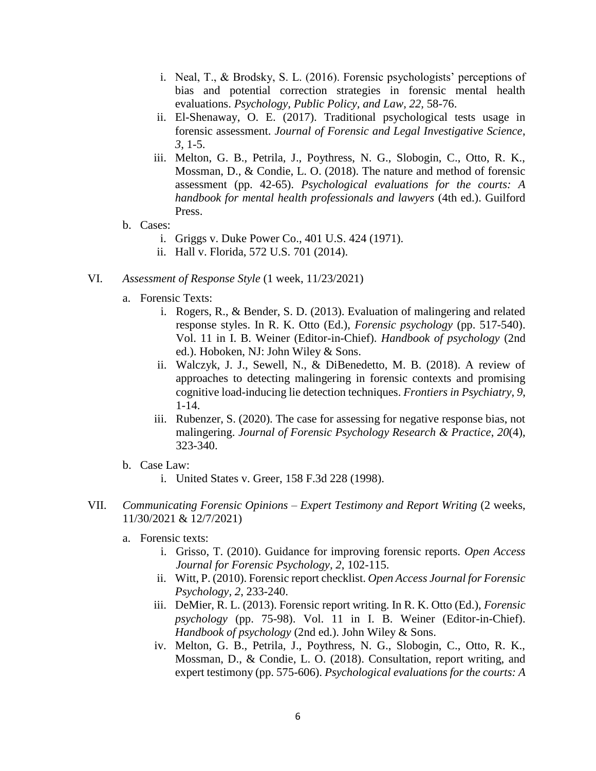i. Neal, T., & Brodsky, S. L. (2016). Forensic psychologists' perceptions of bias and potential correction strategies in forensic mental health evaluations. *Psychology, Public Policy, and Law*, *22*, 58-76.
   ii. El-Shenaway, O. E. (2017). Traditional psychological tests usage in forensic assessment. *Journal of Forensic and Legal Investigative Science*, *3*, 1-5.
   iii. Melton, G. B., Petrila, J., Poythress, N. G., Slobogin, C., Otto, R. K., Mossman, D., & Condie, L. O. (2018). The nature and method of forensic assessment (pp. 42-65). *Psychological evaluations for the courts: A handbook for mental health professionals and lawyers* (4th ed.). Guilford Press.

b. Cases:
   i. Griggs v. Duke Power Co., 401 U.S. 424 (1971).
   ii. Hall v. Florida, 572 U.S. 701 (2014).

VI. *Assessment of Response Style* (1 week, 11/23/2021)

a. Forensic Texts:
   i. Rogers, R., & Bender, S. D. (2013). Evaluation of malingering and related response styles. In R. K. Otto (Ed.), *Forensic psychology* (pp. 517-540). Vol. 11 in I. B. Weiner (Editor-in-Chief). *Handbook of psychology* (2nd ed.). Hoboken, NJ: John Wiley & Sons.
   ii. Walczyk, J. J., Sewell, N., & DiBenedetto, M. B. (2018). A review of approaches to detecting malingering in forensic contexts and promising cognitive load-inducing lie detection techniques. *Frontiers in Psychiatry*, *9*, 1-14.
   iii. Rubenzer, S. (2020). The case for assessing for negative response bias, not malingering. *Journal of Forensic Psychology Research & Practice*, *20*(4), 323-340.

b. Case Law:
   i. United States v. Greer, 158 F.3d 228 (1998).

VII. *Communicating Forensic Opinions – Expert Testimony and Report Writing* (2 weeks, 11/30/2021 & 12/7/2021)

a. Forensic texts:
   i. Grisso, T. (2010). Guidance for improving forensic reports. *Open Access Journal for Forensic Psychology*, *2*, 102-115.
   ii. Witt, P. (2010). Forensic report checklist. *Open Access Journal for Forensic Psychology*, *2*, 233-240.
   iii. DeMier, R. L. (2013). Forensic report writing. In R. K. Otto (Ed.), *Forensic psychology* (pp. 75-98). Vol. 11 in I. B. Weiner (Editor-in-Chief). *Handbook of psychology* (2nd ed.). John Wiley & Sons.
   iv. Melton, G. B., Petrila, J., Poythress, N. G., Slobogin, C., Otto, R. K., Mossman, D., & Condie, L. O. (2018). Consultation, report writing, and expert testimony (pp. 575-606). *Psychological evaluations for the courts: A*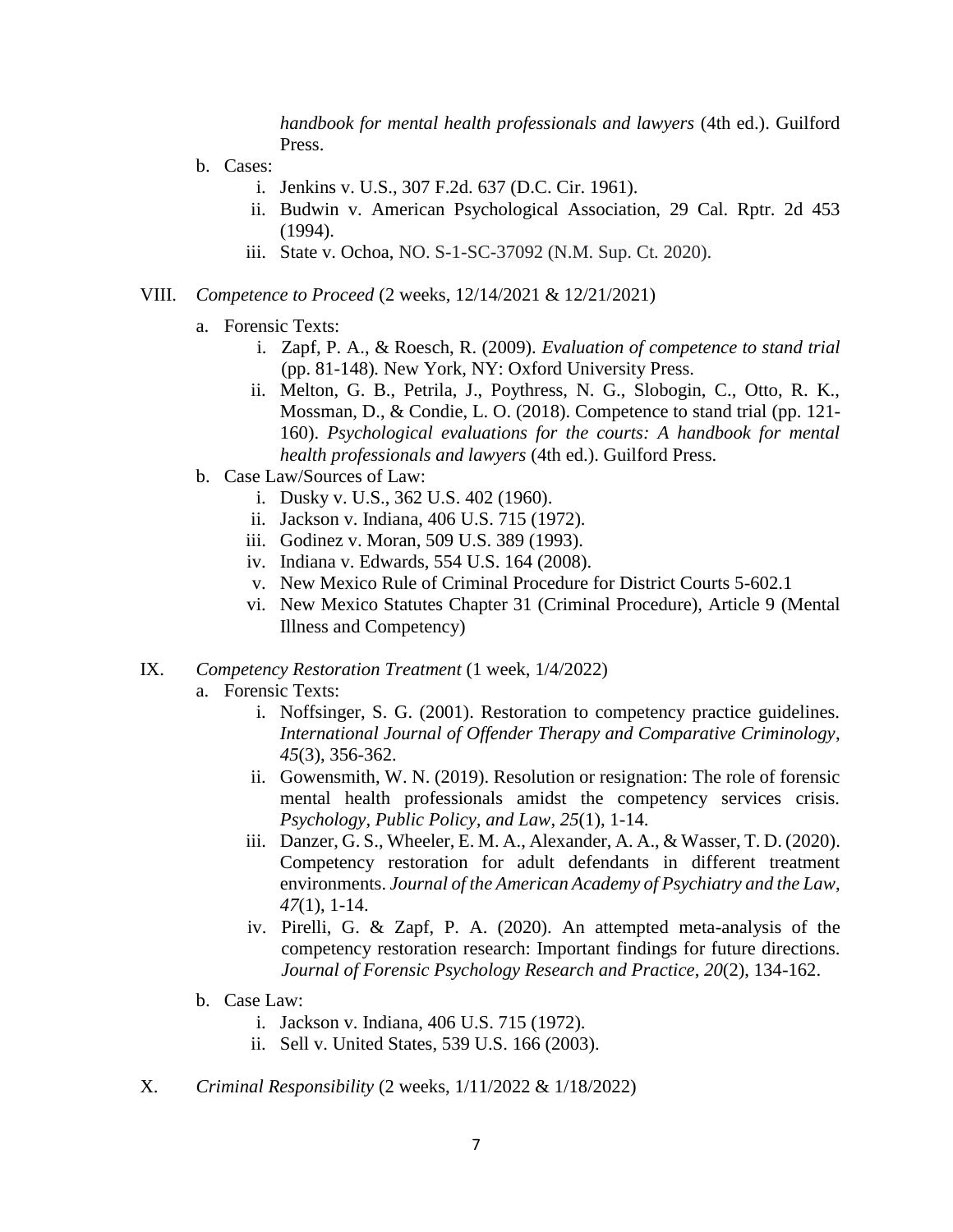*handbook for mental health professionals and lawyers* (4th ed.). Guilford Press.

b. Cases:
   i. Jenkins v. U.S., 307 F.2d. 637 (D.C. Cir. 1961).
   ii. Budwin v. American Psychological Association, 29 Cal. Rptr. 2d 453 (1994).
   iii. State v. Ochoa, NO. S-1-SC-37092 (N.M. Sup. Ct. 2020).

VIII. *Competence to Proceed* (2 weeks, 12/14/2021 & 12/21/2021)

a. Forensic Texts:
   i. Zapf, P. A., & Roesch, R. (2009). *Evaluation of competence to stand trial* (pp. 81-148). New York, NY: Oxford University Press.
   ii. Melton, G. B., Petrila, J., Poythress, N. G., Slobogin, C., Otto, R. K., Mossman, D., & Condie, L. O. (2018). Competence to stand trial (pp. 121-160). *Psychological evaluations for the courts: A handbook for mental health professionals and lawyers* (4th ed.). Guilford Press.

b. Case Law/Sources of Law:
   i. Dusky v. U.S., 362 U.S. 402 (1960).
   ii. Jackson v. Indiana, 406 U.S. 715 (1972).
   iii. Godinez v. Moran, 509 U.S. 389 (1993).
   iv. Indiana v. Edwards, 554 U.S. 164 (2008).
   v. New Mexico Rule of Criminal Procedure for District Courts 5-602.1
   vi. New Mexico Statutes Chapter 31 (Criminal Procedure), Article 9 (Mental Illness and Competency)

IX. *Competency Restoration Treatment* (1 week, 1/4/2022)

a. Forensic Texts:
   i. Noffsinger, S. G. (2001). Restoration to competency practice guidelines. *International Journal of Offender Therapy and Comparative Criminology*, *45*(3), 356-362.
   ii. Gowensmith, W. N. (2019). Resolution or resignation: The role of forensic mental health professionals amidst the competency services crisis. *Psychology, Public Policy, and Law*, *25*(1), 1-14.
   iii. Danzer, G. S., Wheeler, E. M. A., Alexander, A. A., & Wasser, T. D. (2020). Competency restoration for adult defendants in different treatment environments. *Journal of the American Academy of Psychiatry and the Law*, *47*(1), 1-14.
   iv. Pirelli, G. & Zapf, P. A. (2020). An attempted meta-analysis of the competency restoration research: Important findings for future directions. *Journal of Forensic Psychology Research and Practice*, *20*(2), 134-162.

b. Case Law:
   i. Jackson v. Indiana, 406 U.S. 715 (1972).
   ii. Sell v. United States, 539 U.S. 166 (2003).

X. *Criminal Responsibility* (2 weeks, 1/11/2022 & 1/18/2022)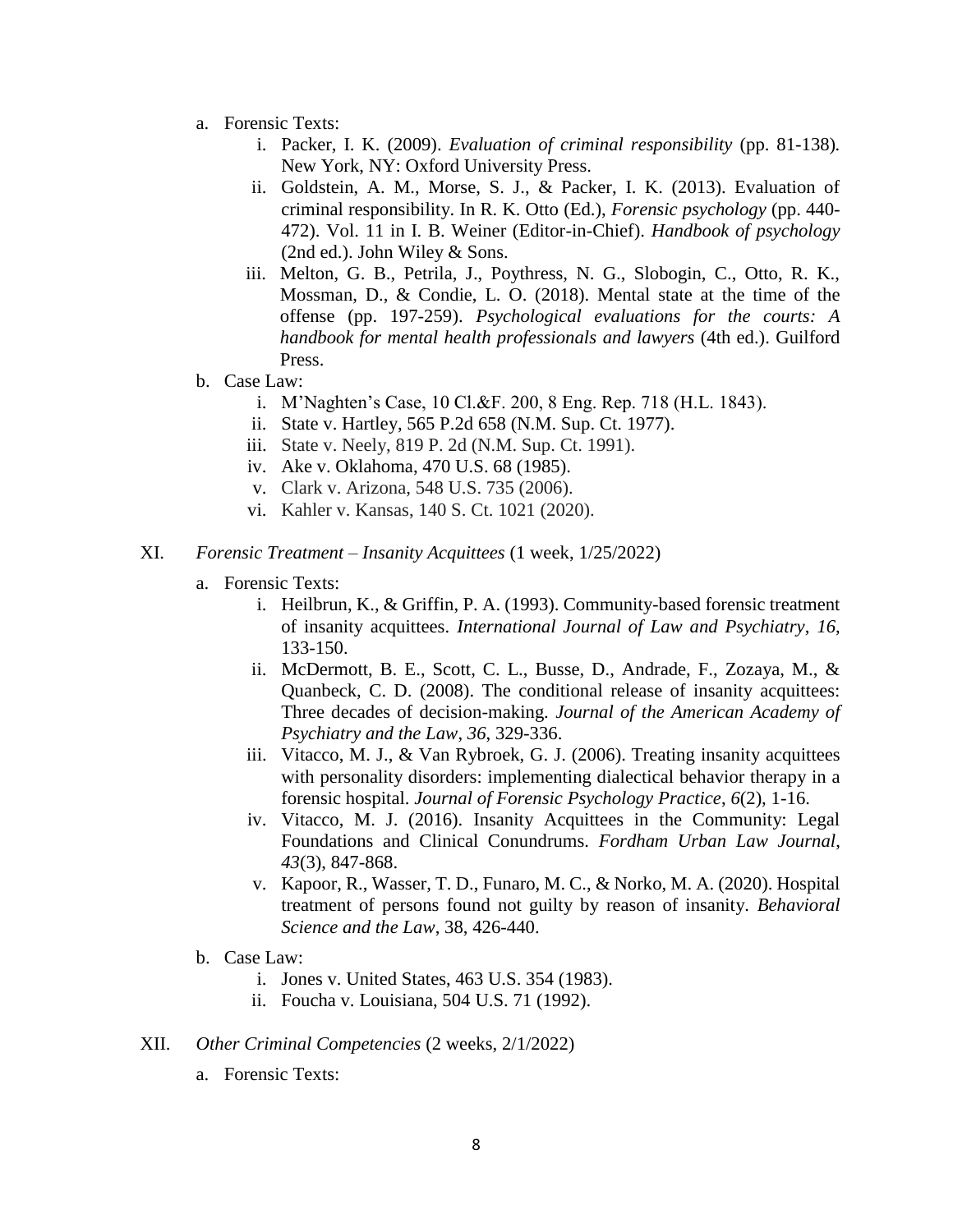a. Forensic Texts:
    i. Packer, I. K. (2009). *Evaluation of criminal responsibility* (pp. 81-138). New York, NY: Oxford University Press.
    ii. Goldstein, A. M., Morse, S. J., & Packer, I. K. (2013). Evaluation of criminal responsibility. In R. K. Otto (Ed.), *Forensic psychology* (pp. 440-472). Vol. 11 in I. B. Weiner (Editor-in-Chief). *Handbook of psychology* (2nd ed.). John Wiley & Sons.
    iii. Melton, G. B., Petrila, J., Poythress, N. G., Slobogin, C., Otto, R. K., Mossman, D., & Condie, L. O. (2018). Mental state at the time of the offense (pp. 197-259). *Psychological evaluations for the courts: A handbook for mental health professionals and lawyers* (4th ed.). Guilford Press.
b. Case Law:
    i. M'Naghten's Case, 10 Cl.&F. 200, 8 Eng. Rep. 718 (H.L. 1843).
    ii. State v. Hartley, 565 P.2d 658 (N.M. Sup. Ct. 1977).
    iii. State v. Neely, 819 P. 2d (N.M. Sup. Ct. 1991).
    iv. Ake v. Oklahoma, 470 U.S. 68 (1985).
    v. Clark v. Arizona, 548 U.S. 735 (2006).
    vi. Kahler v. Kansas, 140 S. Ct. 1021 (2020).

XI. *Forensic Treatment – Insanity Acquittees* (1 week, 1/25/2022)

a. Forensic Texts:
    i. Heilbrun, K., & Griffin, P. A. (1993). Community-based forensic treatment of insanity acquittees. *International Journal of Law and Psychiatry*, *16*, 133-150.
    ii. McDermott, B. E., Scott, C. L., Busse, D., Andrade, F., Zozaya, M., & Quanbeck, C. D. (2008). The conditional release of insanity acquittees: Three decades of decision-making. *Journal of the American Academy of Psychiatry and the Law*, *36*, 329-336.
    iii. Vitacco, M. J., & Van Rybroek, G. J. (2006). Treating insanity acquittees with personality disorders: implementing dialectical behavior therapy in a forensic hospital. *Journal of Forensic Psychology Practice*, *6*(2), 1-16.
    iv. Vitacco, M. J. (2016). Insanity Acquittees in the Community: Legal Foundations and Clinical Conundrums. *Fordham Urban Law Journal*, *43*(3), 847-868.
    v. Kapoor, R., Wasser, T. D., Funaro, M. C., & Norko, M. A. (2020). Hospital treatment of persons found not guilty by reason of insanity. *Behavioral Science and the Law*, 38, 426-440.
b. Case Law:
    i. Jones v. United States, 463 U.S. 354 (1983).
    ii. Foucha v. Louisiana, 504 U.S. 71 (1992).

XII. *Other Criminal Competencies* (2 weeks, 2/1/2022)

a. Forensic Texts: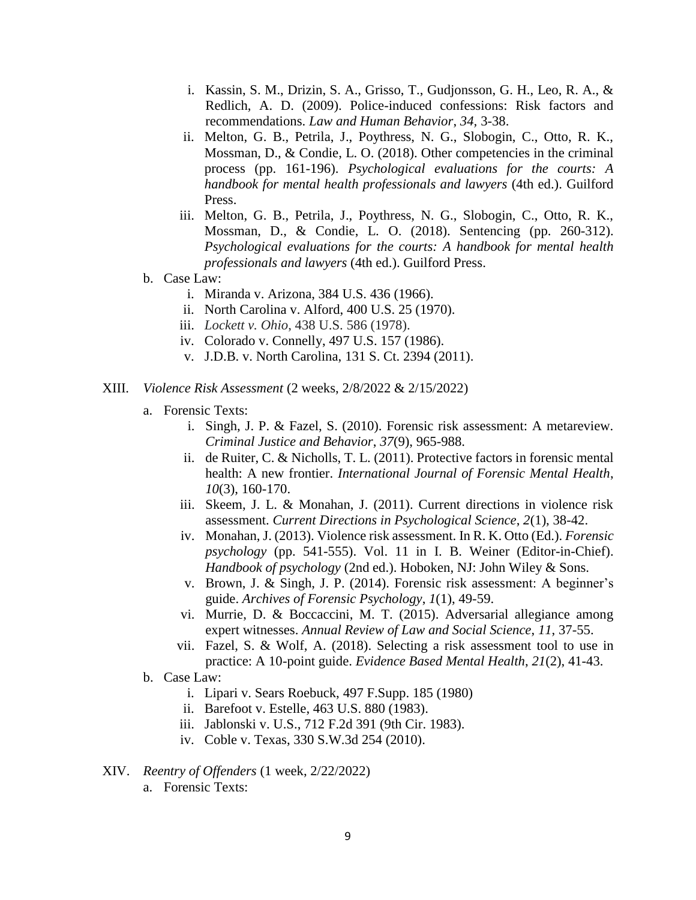i. Kassin, S. M., Drizin, S. A., Grisso, T., Gudjonsson, G. H., Leo, R. A., & Redlich, A. D. (2009). Police-induced confessions: Risk factors and recommendations. *Law and Human Behavior*, *34*, 3-38.
   ii. Melton, G. B., Petrila, J., Poythress, N. G., Slobogin, C., Otto, R. K., Mossman, D., & Condie, L. O. (2018). Other competencies in the criminal process (pp. 161-196). *Psychological evaluations for the courts: A handbook for mental health professionals and lawyers* (4th ed.). Guilford Press.
   iii. Melton, G. B., Petrila, J., Poythress, N. G., Slobogin, C., Otto, R. K., Mossman, D., & Condie, L. O. (2018). Sentencing (pp. 260-312). *Psychological evaluations for the courts: A handbook for mental health professionals and lawyers* (4th ed.). Guilford Press.

b. Case Law:
   i. Miranda v. Arizona, 384 U.S. 436 (1966).
   ii. North Carolina v. Alford, 400 U.S. 25 (1970).
   iii. *Lockett v. Ohio*, 438 U.S. 586 (1978).
   iv. Colorado v. Connelly, 497 U.S. 157 (1986).
   v. J.D.B. v. North Carolina, 131 S. Ct. 2394 (2011).

XIII. *Violence Risk Assessment* (2 weeks, 2/8/2022 & 2/15/2022)

a. Forensic Texts:
   i. Singh, J. P. & Fazel, S. (2010). Forensic risk assessment: A metareview. *Criminal Justice and Behavior*, *37*(9), 965-988.
   ii. de Ruiter, C. & Nicholls, T. L. (2011). Protective factors in forensic mental health: A new frontier. *International Journal of Forensic Mental Health*, *10*(3), 160-170.
   iii. Skeem, J. L. & Monahan, J. (2011). Current directions in violence risk assessment. *Current Directions in Psychological Science*, *2*(1), 38-42.
   iv. Monahan, J. (2013). Violence risk assessment. In R. K. Otto (Ed.). *Forensic psychology* (pp. 541-555). Vol. 11 in I. B. Weiner (Editor-in-Chief). *Handbook of psychology* (2nd ed.). Hoboken, NJ: John Wiley & Sons.
   v. Brown, J. & Singh, J. P. (2014). Forensic risk assessment: A beginner's guide. *Archives of Forensic Psychology*, *1*(1), 49-59.
   vi. Murrie, D. & Boccaccini, M. T. (2015). Adversarial allegiance among expert witnesses. *Annual Review of Law and Social Science*, *11*, 37-55.
   vii. Fazel, S. & Wolf, A. (2018). Selecting a risk assessment tool to use in practice: A 10-point guide. *Evidence Based Mental Health*, *21*(2), 41-43.

b. Case Law:
   i. Lipari v. Sears Roebuck, 497 F.Supp. 185 (1980)
   ii. Barefoot v. Estelle, 463 U.S. 880 (1983).
   iii. Jablonski v. U.S., 712 F.2d 391 (9th Cir. 1983).
   iv. Coble v. Texas, 330 S.W.3d 254 (2010).

XIV. *Reentry of Offenders* (1 week, 2/22/2022)

a. Forensic Texts: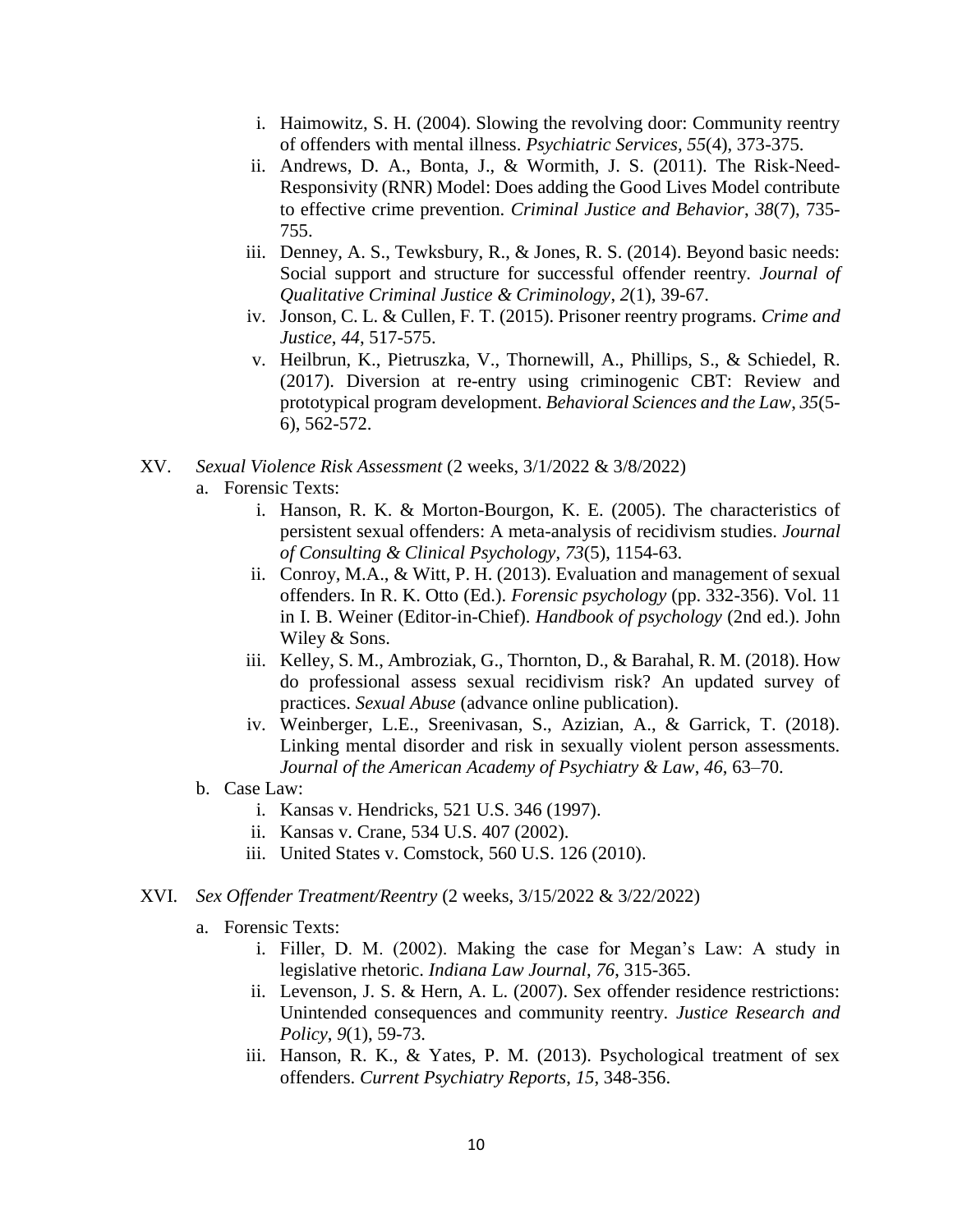i. Haimowitz, S. H. (2004). Slowing the revolving door: Community reentry of offenders with mental illness. *Psychiatric Services*, *55*(4), 373-375.
   ii. Andrews, D. A., Bonta, J., & Wormith, J. S. (2011). The Risk-Need-Responsivity (RNR) Model: Does adding the Good Lives Model contribute to effective crime prevention. *Criminal Justice and Behavior*, *38*(7), 735-755.
   iii. Denney, A. S., Tewksbury, R., & Jones, R. S. (2014). Beyond basic needs: Social support and structure for successful offender reentry. *Journal of Qualitative Criminal Justice & Criminology*, *2*(1), 39-67.
   iv. Jonson, C. L. & Cullen, F. T. (2015). Prisoner reentry programs. *Crime and Justice*, *44*, 517-575.
   v. Heilbrun, K., Pietruszka, V., Thornewill, A., Phillips, S., & Schiedel, R. (2017). Diversion at re-entry using criminogenic CBT: Review and prototypical program development. *Behavioral Sciences and the Law*, *35*(5-6), 562-572.

XV. *Sexual Violence Risk Assessment* (2 weeks, 3/1/2022 & 3/8/2022)

   a. Forensic Texts:
      i. Hanson, R. K. & Morton-Bourgon, K. E. (2005). The characteristics of persistent sexual offenders: A meta-analysis of recidivism studies. *Journal of Consulting & Clinical Psychology*, *73*(5), 1154-63.
      ii. Conroy, M.A., & Witt, P. H. (2013). Evaluation and management of sexual offenders. In R. K. Otto (Ed.). *Forensic psychology* (pp. 332-356). Vol. 11 in I. B. Weiner (Editor-in-Chief). *Handbook of psychology* (2nd ed.). John Wiley & Sons.
      iii. Kelley, S. M., Ambroziak, G., Thornton, D., & Barahal, R. M. (2018). How do professional assess sexual recidivism risk? An updated survey of practices. *Sexual Abuse* (advance online publication).
      iv. Weinberger, L.E., Sreenivasan, S., Azizian, A., & Garrick, T. (2018). Linking mental disorder and risk in sexually violent person assessments. *Journal of the American Academy of Psychiatry & Law*, *46*, 63–70.

   b. Case Law:
      i. Kansas v. Hendricks, 521 U.S. 346 (1997).
      ii. Kansas v. Crane, 534 U.S. 407 (2002).
      iii. United States v. Comstock, 560 U.S. 126 (2010).

XVI. *Sex Offender Treatment/Reentry* (2 weeks, 3/15/2022 & 3/22/2022)

   a. Forensic Texts:
      i. Filler, D. M. (2002). Making the case for Megan's Law: A study in legislative rhetoric. *Indiana Law Journal*, *76*, 315-365.
      ii. Levenson, J. S. & Hern, A. L. (2007). Sex offender residence restrictions: Unintended consequences and community reentry. *Justice Research and Policy*, *9*(1), 59-73.
      iii. Hanson, R. K., & Yates, P. M. (2013). Psychological treatment of sex offenders. *Current Psychiatry Reports*, *15*, 348-356.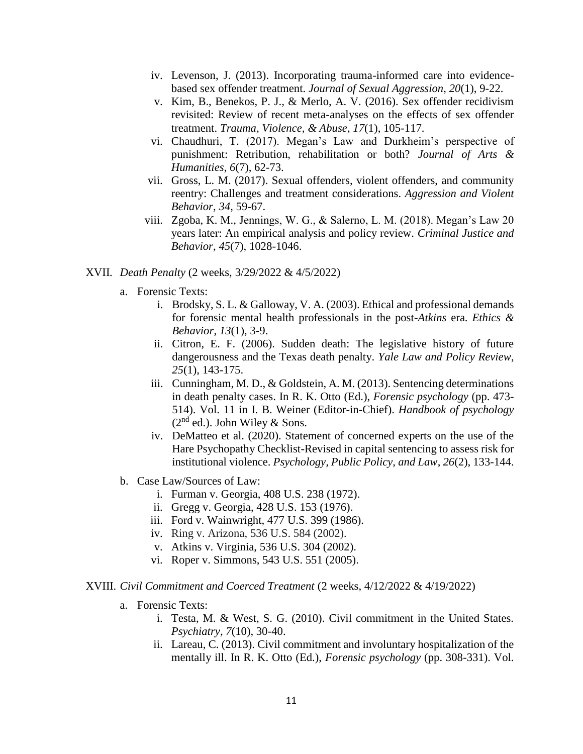iv. Levenson, J. (2013). Incorporating trauma-informed care into evidence-based sex offender treatment. *Journal of Sexual Aggression*, *20*(1), 9-22.

v. Kim, B., Benekos, P. J., & Merlo, A. V. (2016). Sex offender recidivism revisited: Review of recent meta-analyses on the effects of sex offender treatment. *Trauma, Violence, & Abuse*, *17*(1), 105-117.

vi. Chaudhuri, T. (2017). Megan's Law and Durkheim's perspective of punishment: Retribution, rehabilitation or both? *Journal of Arts & Humanities*, *6*(7), 62-73.

vii. Gross, L. M. (2017). Sexual offenders, violent offenders, and community reentry: Challenges and treatment considerations. *Aggression and Violent Behavior*, *34*, 59-67.

viii. Zgoba, K. M., Jennings, W. G., & Salerno, L. M. (2018). Megan's Law 20 years later: An empirical analysis and policy review. *Criminal Justice and Behavior*, *45*(7), 1028-1046.

XVII. *Death Penalty* (2 weeks, 3/29/2022 & 4/5/2022)

a. Forensic Texts:

i. Brodsky, S. L. & Galloway, V. A. (2003). Ethical and professional demands for forensic mental health professionals in the post-*Atkins* era. *Ethics & Behavior*, *13*(1), 3-9.

ii. Citron, E. F. (2006). Sudden death: The legislative history of future dangerousness and the Texas death penalty. *Yale Law and Policy Review*, *25*(1), 143-175.

iii. Cunningham, M. D., & Goldstein, A. M. (2013). Sentencing determinations in death penalty cases. In R. K. Otto (Ed.), *Forensic psychology* (pp. 473-514). Vol. 11 in I. B. Weiner (Editor-in-Chief). *Handbook of psychology* (2nd ed.). John Wiley & Sons.

iv. DeMatteo et al. (2020). Statement of concerned experts on the use of the Hare Psychopathy Checklist-Revised in capital sentencing to assess risk for institutional violence. *Psychology, Public Policy, and Law*, *26*(2), 133-144.

b. Case Law/Sources of Law:

i. Furman v. Georgia, 408 U.S. 238 (1972).

ii. Gregg v. Georgia, 428 U.S. 153 (1976).

iii. Ford v. Wainwright, 477 U.S. 399 (1986).

iv. Ring v. Arizona, 536 U.S. 584 (2002).

v. Atkins v. Virginia, 536 U.S. 304 (2002).

vi. Roper v. Simmons, 543 U.S. 551 (2005).

XVIII. *Civil Commitment and Coerced Treatment* (2 weeks, 4/12/2022 & 4/19/2022)

a. Forensic Texts:

i. Testa, M. & West, S. G. (2010). Civil commitment in the United States. *Psychiatry*, *7*(10), 30-40.

ii. Lareau, C. (2013). Civil commitment and involuntary hospitalization of the mentally ill. In R. K. Otto (Ed.), *Forensic psychology* (pp. 308-331). Vol.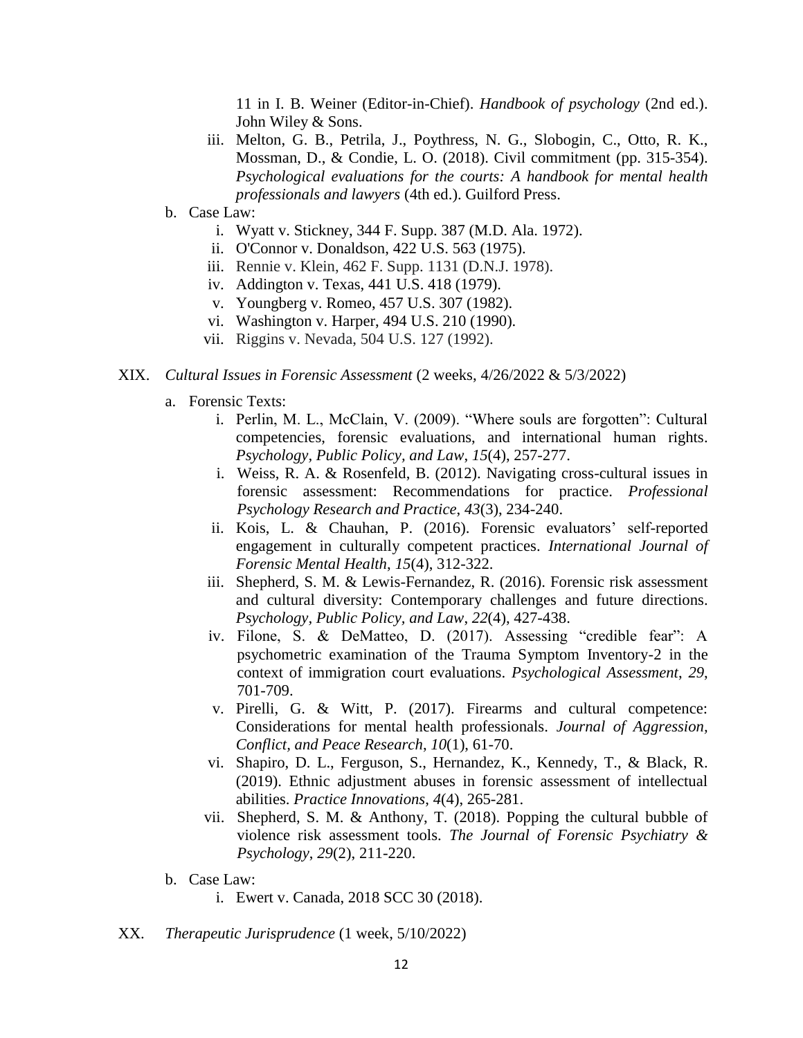11 in I. B. Weiner (Editor-in-Chief). *Handbook of psychology* (2nd ed.). John Wiley & Sons.

   iii. Melton, G. B., Petrila, J., Poythress, N. G., Slobogin, C., Otto, R. K., Mossman, D., & Condie, L. O. (2018). Civil commitment (pp. 315-354). *Psychological evaluations for the courts: A handbook for mental health professionals and lawyers* (4th ed.). Guilford Press.

b. Case Law:
   i. Wyatt v. Stickney, 344 F. Supp. 387 (M.D. Ala. 1972).
   ii. O'Connor v. Donaldson, 422 U.S. 563 (1975).
   iii. Rennie v. Klein, 462 F. Supp. 1131 (D.N.J. 1978).
   iv. Addington v. Texas, 441 U.S. 418 (1979).
   v. Youngberg v. Romeo, 457 U.S. 307 (1982).
   vi. Washington v. Harper, 494 U.S. 210 (1990).
   vii. Riggins v. Nevada, 504 U.S. 127 (1992).

XIX. *Cultural Issues in Forensic Assessment* (2 weeks, 4/26/2022 & 5/3/2022)

a. Forensic Texts:
   i. Perlin, M. L., McClain, V. (2009). "Where souls are forgotten": Cultural competencies, forensic evaluations, and international human rights. *Psychology, Public Policy, and Law*, *15*(4), 257-277.
   i. Weiss, R. A. & Rosenfeld, B. (2012). Navigating cross-cultural issues in forensic assessment: Recommendations for practice. *Professional Psychology Research and Practice*, *43*(3), 234-240.
   ii. Kois, L. & Chauhan, P. (2016). Forensic evaluators' self-reported engagement in culturally competent practices. *International Journal of Forensic Mental Health*, *15*(4), 312-322.
   iii. Shepherd, S. M. & Lewis-Fernandez, R. (2016). Forensic risk assessment and cultural diversity: Contemporary challenges and future directions. *Psychology, Public Policy, and Law*, *22*(4), 427-438.
   iv. Filone, S. & DeMatteo, D. (2017). Assessing "credible fear": A psychometric examination of the Trauma Symptom Inventory-2 in the context of immigration court evaluations. *Psychological Assessment*, *29*, 701-709.
   v. Pirelli, G. & Witt, P. (2017). Firearms and cultural competence: Considerations for mental health professionals. *Journal of Aggression, Conflict, and Peace Research*, *10*(1), 61-70.
   vi. Shapiro, D. L., Ferguson, S., Hernandez, K., Kennedy, T., & Black, R. (2019). Ethnic adjustment abuses in forensic assessment of intellectual abilities. *Practice Innovations*, *4*(4), 265-281.
   vii. Shepherd, S. M. & Anthony, T. (2018). Popping the cultural bubble of violence risk assessment tools. *The Journal of Forensic Psychiatry & Psychology*, *29*(2), 211-220.

b. Case Law:
   i. Ewert v. Canada, 2018 SCC 30 (2018).

XX. *Therapeutic Jurisprudence* (1 week, 5/10/2022)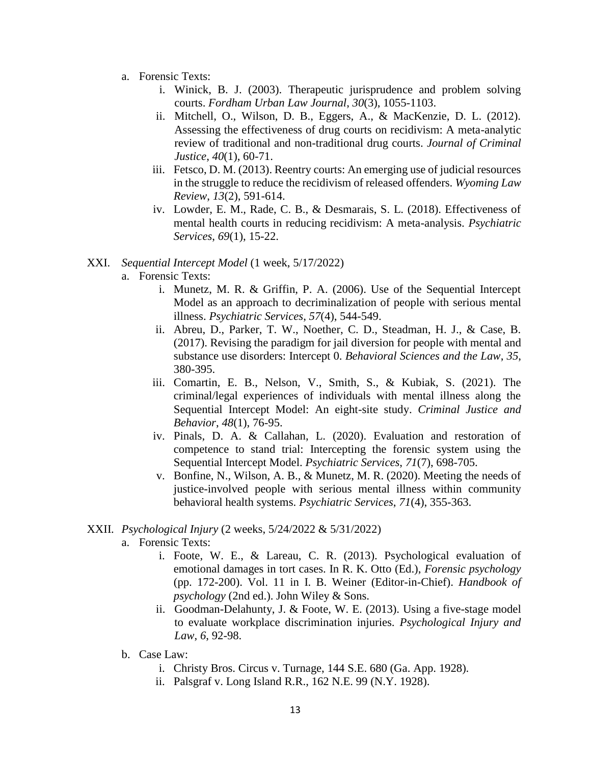a. Forensic Texts:
    i. Winick, B. J. (2003). Therapeutic jurisprudence and problem solving courts. *Fordham Urban Law Journal*, *30*(3), 1055-1103.
    ii. Mitchell, O., Wilson, D. B., Eggers, A., & MacKenzie, D. L. (2012). Assessing the effectiveness of drug courts on recidivism: A meta-analytic review of traditional and non-traditional drug courts. *Journal of Criminal Justice*, *40*(1), 60-71.
    iii. Fetsco, D. M. (2013). Reentry courts: An emerging use of judicial resources in the struggle to reduce the recidivism of released offenders. *Wyoming Law Review*, *13*(2), 591-614.
    iv. Lowder, E. M., Rade, C. B., & Desmarais, S. L. (2018). Effectiveness of mental health courts in reducing recidivism: A meta-analysis. *Psychiatric Services*, *69*(1), 15-22.

XXI. *Sequential Intercept Model* (1 week, 5/17/2022)

a. Forensic Texts:
    i. Munetz, M. R. & Griffin, P. A. (2006). Use of the Sequential Intercept Model as an approach to decriminalization of people with serious mental illness. *Psychiatric Services*, *57*(4), 544-549.
    ii. Abreu, D., Parker, T. W., Noether, C. D., Steadman, H. J., & Case, B. (2017). Revising the paradigm for jail diversion for people with mental and substance use disorders: Intercept 0. *Behavioral Sciences and the Law*, *35*, 380-395.
    iii. Comartin, E. B., Nelson, V., Smith, S., & Kubiak, S. (2021). The criminal/legal experiences of individuals with mental illness along the Sequential Intercept Model: An eight-site study. *Criminal Justice and Behavior*, *48*(1), 76-95.
    iv. Pinals, D. A. & Callahan, L. (2020). Evaluation and restoration of competence to stand trial: Intercepting the forensic system using the Sequential Intercept Model. *Psychiatric Services*, *71*(7), 698-705.
    v. Bonfine, N., Wilson, A. B., & Munetz, M. R. (2020). Meeting the needs of justice-involved people with serious mental illness within community behavioral health systems. *Psychiatric Services*, *71*(4), 355-363.

XXII. *Psychological Injury* (2 weeks, 5/24/2022 & 5/31/2022)

a. Forensic Texts:
    i. Foote, W. E., & Lareau, C. R. (2013). Psychological evaluation of emotional damages in tort cases. In R. K. Otto (Ed.), *Forensic psychology* (pp. 172-200). Vol. 11 in I. B. Weiner (Editor-in-Chief). *Handbook of psychology* (2nd ed.). John Wiley & Sons.
    ii. Goodman-Delahunty, J. & Foote, W. E. (2013). Using a five-stage model to evaluate workplace discrimination injuries. *Psychological Injury and Law*, *6*, 92-98.

b. Case Law:
    i. Christy Bros. Circus v. Turnage, 144 S.E. 680 (Ga. App. 1928).
    ii. Palsgraf v. Long Island R.R., 162 N.E. 99 (N.Y. 1928).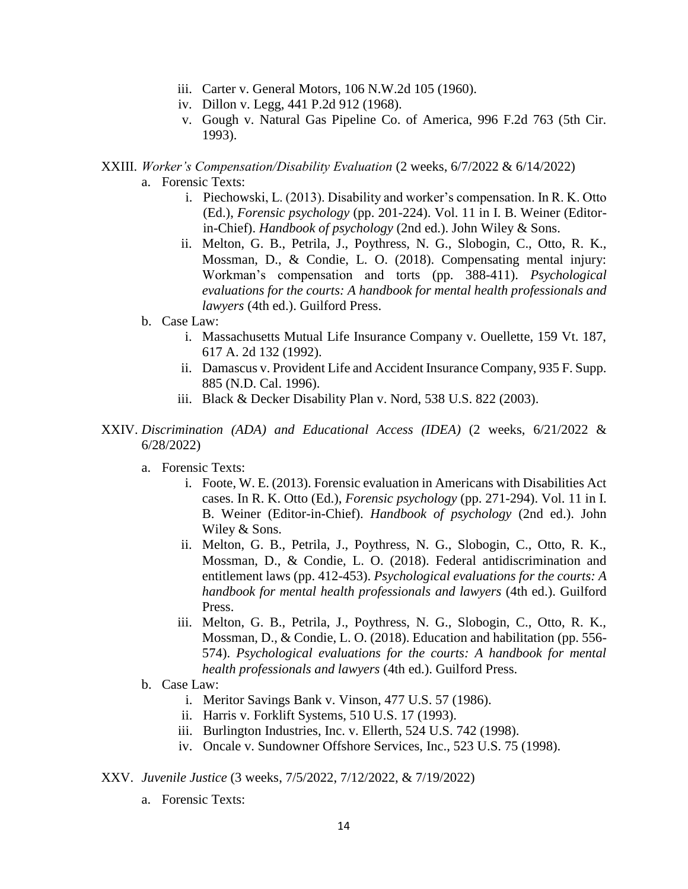iii. Carter v. General Motors, 106 N.W.2d 105 (1960).
   iv. Dillon v. Legg, 441 P.2d 912 (1968).
   v. Gough v. Natural Gas Pipeline Co. of America, 996 F.2d 763 (5th Cir. 1993).

XXIII. *Worker's Compensation/Disability Evaluation* (2 weeks, 6/7/2022 & 6/14/2022)

a. Forensic Texts:
   i. Piechowski, L. (2013). Disability and worker's compensation. In R. K. Otto (Ed.), *Forensic psychology* (pp. 201-224). Vol. 11 in I. B. Weiner (Editor-in-Chief). *Handbook of psychology* (2nd ed.). John Wiley & Sons.
   ii. Melton, G. B., Petrila, J., Poythress, N. G., Slobogin, C., Otto, R. K., Mossman, D., & Condie, L. O. (2018). Compensating mental injury: Workman's compensation and torts (pp. 388-411). *Psychological evaluations for the courts: A handbook for mental health professionals and lawyers* (4th ed.). Guilford Press.

b. Case Law:
   i. Massachusetts Mutual Life Insurance Company v. Ouellette, 159 Vt. 187, 617 A. 2d 132 (1992).
   ii. Damascus v. Provident Life and Accident Insurance Company, 935 F. Supp. 885 (N.D. Cal. 1996).
   iii. Black & Decker Disability Plan v. Nord, 538 U.S. 822 (2003).

XXIV. *Discrimination (ADA) and Educational Access (IDEA)* (2 weeks, 6/21/2022 & 6/28/2022)

a. Forensic Texts:
   i. Foote, W. E. (2013). Forensic evaluation in Americans with Disabilities Act cases. In R. K. Otto (Ed.), *Forensic psychology* (pp. 271-294). Vol. 11 in I. B. Weiner (Editor-in-Chief). *Handbook of psychology* (2nd ed.). John Wiley & Sons.
   ii. Melton, G. B., Petrila, J., Poythress, N. G., Slobogin, C., Otto, R. K., Mossman, D., & Condie, L. O. (2018). Federal antidiscrimination and entitlement laws (pp. 412-453). *Psychological evaluations for the courts: A handbook for mental health professionals and lawyers* (4th ed.). Guilford Press.
   iii. Melton, G. B., Petrila, J., Poythress, N. G., Slobogin, C., Otto, R. K., Mossman, D., & Condie, L. O. (2018). Education and habilitation (pp. 556-574). *Psychological evaluations for the courts: A handbook for mental health professionals and lawyers* (4th ed.). Guilford Press.

b. Case Law:
   i. Meritor Savings Bank v. Vinson, 477 U.S. 57 (1986).
   ii. Harris v. Forklift Systems, 510 U.S. 17 (1993).
   iii. Burlington Industries, Inc. v. Ellerth, 524 U.S. 742 (1998).
   iv. Oncale v. Sundowner Offshore Services, Inc., 523 U.S. 75 (1998).

XXV. *Juvenile Justice* (3 weeks, 7/5/2022, 7/12/2022, & 7/19/2022)

a. Forensic Texts: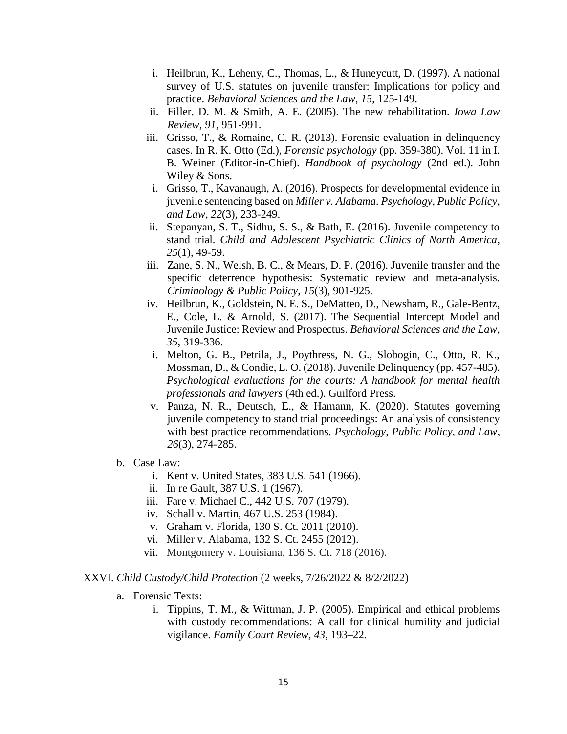i. Heilbrun, K., Leheny, C., Thomas, L., & Huneycutt, D. (1997). A national survey of U.S. statutes on juvenile transfer: Implications for policy and practice. *Behavioral Sciences and the Law*, *15*, 125-149.
ii. Filler, D. M. & Smith, A. E. (2005). The new rehabilitation. *Iowa Law Review*, *91*, 951-991.
iii. Grisso, T., & Romaine, C. R. (2013). Forensic evaluation in delinquency cases. In R. K. Otto (Ed.), *Forensic psychology* (pp. 359-380). Vol. 11 in I. B. Weiner (Editor-in-Chief). *Handbook of psychology* (2nd ed.). John Wiley & Sons.
i. Grisso, T., Kavanaugh, A. (2016). Prospects for developmental evidence in juvenile sentencing based on *Miller v. Alabama*. *Psychology, Public Policy, and Law*, *22*(3), 233-249.
ii. Stepanyan, S. T., Sidhu, S. S., & Bath, E. (2016). Juvenile competency to stand trial. *Child and Adolescent Psychiatric Clinics of North America*, *25*(1), 49-59.
iii. Zane, S. N., Welsh, B. C., & Mears, D. P. (2016). Juvenile transfer and the specific deterrence hypothesis: Systematic review and meta-analysis. *Criminology & Public Policy*, *15*(3), 901-925.
iv. Heilbrun, K., Goldstein, N. E. S., DeMatteo, D., Newsham, R., Gale-Bentz, E., Cole, L. & Arnold, S. (2017). The Sequential Intercept Model and Juvenile Justice: Review and Prospectus. *Behavioral Sciences and the Law*, *35*, 319-336.
i. Melton, G. B., Petrila, J., Poythress, N. G., Slobogin, C., Otto, R. K., Mossman, D., & Condie, L. O. (2018). Juvenile Delinquency (pp. 457-485). *Psychological evaluations for the courts: A handbook for mental health professionals and lawyers* (4th ed.). Guilford Press.
v. Panza, N. R., Deutsch, E., & Hamann, K. (2020). Statutes governing juvenile competency to stand trial proceedings: An analysis of consistency with best practice recommendations. *Psychology, Public Policy, and Law*, *26*(3), 274-285.

b. Case Law:
   i. Kent v. United States, 383 U.S. 541 (1966).
   ii. In re Gault, 387 U.S. 1 (1967).
   iii. Fare v. Michael C., 442 U.S. 707 (1979).
   iv. Schall v. Martin, 467 U.S. 253 (1984).
   v. Graham v. Florida, 130 S. Ct. 2011 (2010).
   vi. Miller v. Alabama, 132 S. Ct. 2455 (2012).
   vii. Montgomery v. Louisiana, 136 S. Ct. 718 (2016).

XXVI. *Child Custody/Child Protection* (2 weeks, 7/26/2022 & 8/2/2022)

a. Forensic Texts:
   i. Tippins, T. M., & Wittman, J. P. (2005). Empirical and ethical problems with custody recommendations: A call for clinical humility and judicial vigilance. *Family Court Review, 43*, 193–22.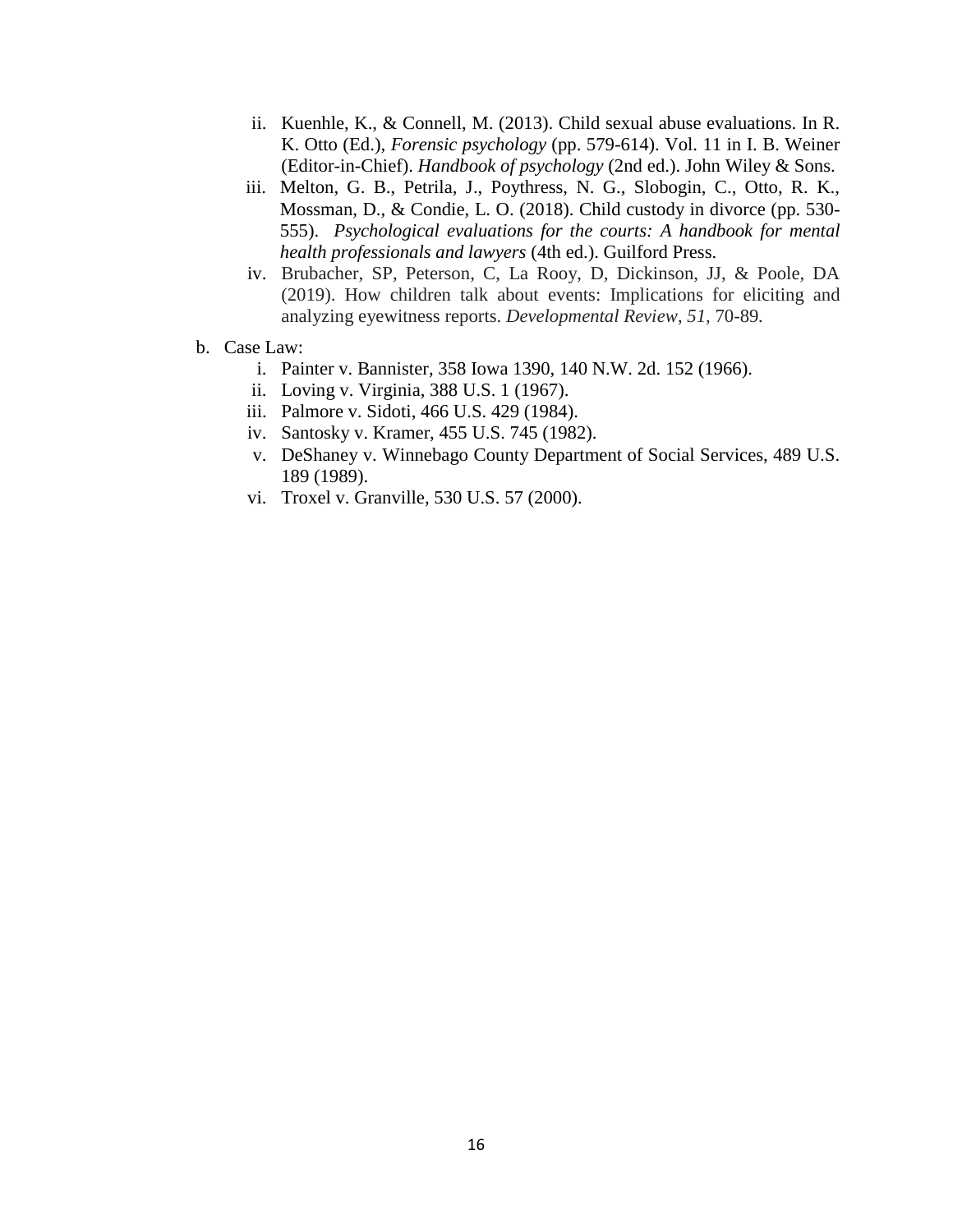ii. Kuenhle, K., & Connell, M. (2013). Child sexual abuse evaluations. In R. K. Otto (Ed.), *Forensic psychology* (pp. 579-614). Vol. 11 in I. B. Weiner (Editor-in-Chief). *Handbook of psychology* (2nd ed.). John Wiley & Sons.
   iii. Melton, G. B., Petrila, J., Poythress, N. G., Slobogin, C., Otto, R. K., Mossman, D., & Condie, L. O. (2018). Child custody in divorce (pp. 530-555). *Psychological evaluations for the courts: A handbook for mental health professionals and lawyers* (4th ed.). Guilford Press.
   iv. Brubacher, SP, Peterson, C, La Rooy, D, Dickinson, JJ, & Poole, DA (2019). How children talk about events: Implications for eliciting and analyzing eyewitness reports. *Developmental Review, 51,* 70-89.

b. Case Law:
   i. Painter v. Bannister, 358 Iowa 1390, 140 N.W. 2d. 152 (1966).
   ii. Loving v. Virginia, 388 U.S. 1 (1967).
   iii. Palmore v. Sidoti, 466 U.S. 429 (1984).
   iv. Santosky v. Kramer, 455 U.S. 745 (1982).
   v. DeShaney v. Winnebago County Department of Social Services, 489 U.S. 189 (1989).
   vi. Troxel v. Granville, 530 U.S. 57 (2000).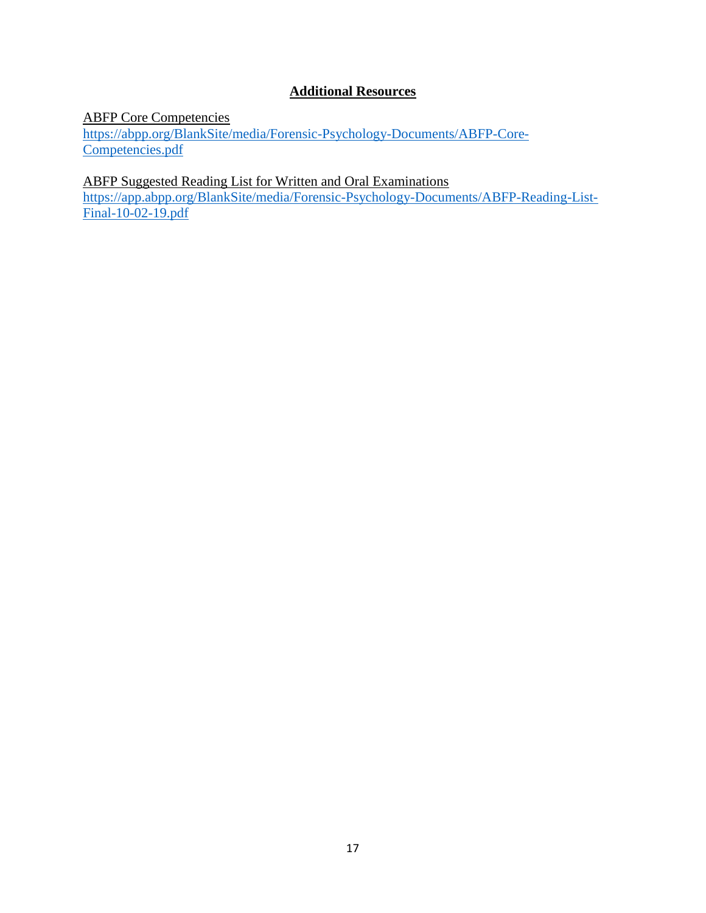## Additional Resources

ABFP Core Competencies
https://abpp.org/BlankSite/media/Forensic-Psychology-Documents/ABFP-Core-Competencies.pdf

ABFP Suggested Reading List for Written and Oral Examinations
https://app.abpp.org/BlankSite/media/Forensic-Psychology-Documents/ABFP-Reading-List-Final-10-02-19.pdf